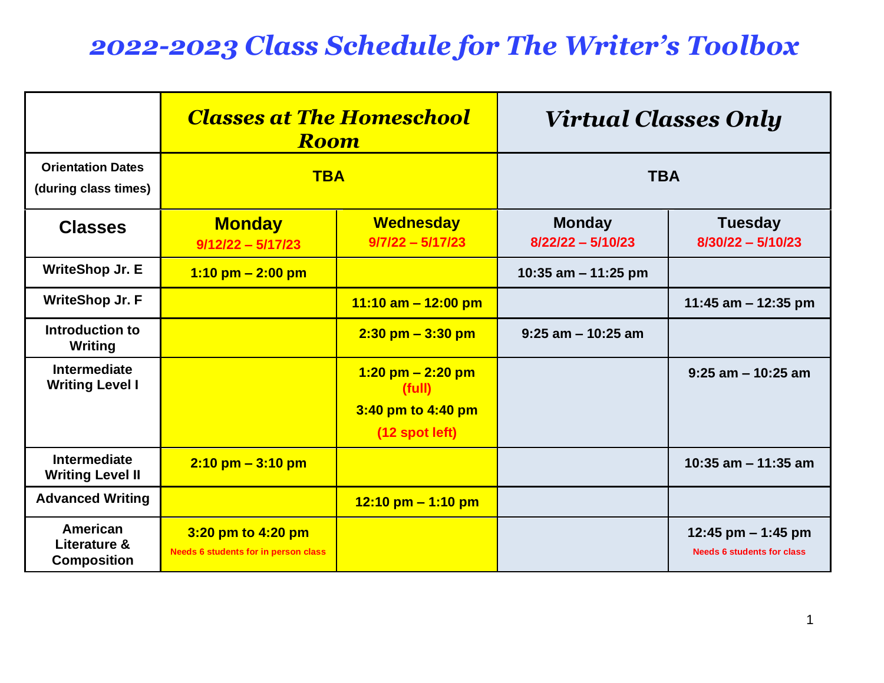# *2022-2023 Class Schedule for The Writer's Toolbox*

| | ***Classes at The Homeschool Room*** | | ***Virtual Classes Only*** | |
|---|---|---|---|---|
| **Orientation Dates (during class times)** | **TBA** | | **TBA** | |
| **Classes** | **Monday** 9/12/22 – 5/17/23 | **Wednesday** 9/7/22 – 5/17/23 | **Monday** 8/22/22 – 5/10/23 | **Tuesday** 8/30/22 – 5/10/23 |
| **WriteShop Jr. E** | **1:10 pm – 2:00 pm** | | **10:35 am – 11:25 pm** | |
| **WriteShop Jr. F** | | **11:10 am – 12:00 pm** | | **11:45 am – 12:35 pm** |
| **Introduction to Writing** | | **2:30 pm – 3:30 pm** | **9:25 am – 10:25 am** | |
| **Intermediate Writing Level I** | | **1:20 pm – 2:20 pm (full)** **3:40 pm to 4:40 pm (12 spot left)** | | **9:25 am – 10:25 am** |
| **Intermediate Writing Level II** | **2:10 pm – 3:10 pm** | | | **10:35 am – 11:35 am** |
| **Advanced Writing** | | **12:10 pm – 1:10 pm** | | |
| **American Literature & Composition** | **3:20 pm to 4:20 pm** Needs 6 students for in person class | | | **12:45 pm – 1:45 pm** Needs 6 students for class |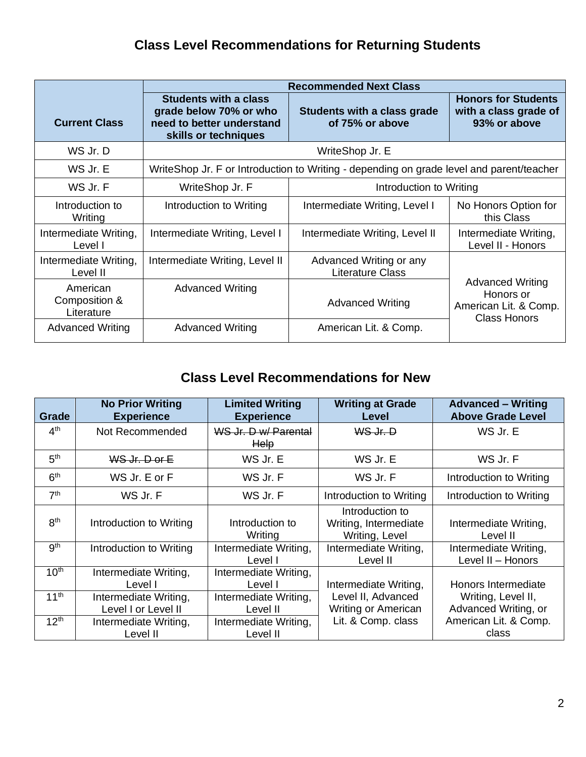## Class Level Recommendations for Returning Students

| Current Class | Recommended Next Class | | |
|---|---|---|---|
| | **Students with a class grade below 70% or who need to better understand skills or techniques** | **Students with a class grade of 75% or above** | **Honors for Students with a class grade of 93% or above** |
| WS Jr. D | WriteShop Jr. E | | |
| WS Jr. E | WriteShop Jr. F or Introduction to Writing - depending on grade level and parent/teacher | | |
| WS Jr. F | WriteShop Jr. F | Introduction to Writing | |
| Introduction to Writing | Introduction to Writing | Intermediate Writing, Level I | No Honors Option for this Class |
| Intermediate Writing, Level I | Intermediate Writing, Level I | Intermediate Writing, Level II | Intermediate Writing, Level II - Honors |
| Intermediate Writing, Level II | Intermediate Writing, Level II | Advanced Writing or any Literature Class | Advanced Writing Honors or American Lit. & Comp. Class Honors |
| American Composition & Literature | Advanced Writing | Advanced Writing | |
| Advanced Writing | Advanced Writing | American Lit. & Comp. | |

## Class Level Recommendations for New

| Grade | No Prior Writing Experience | Limited Writing Experience | Writing at Grade Level | Advanced – Writing Above Grade Level |
|---|---|---|---|---|
| 4th | Not Recommended | ~~WS Jr. D w/ Parental Help~~ | ~~WS Jr. D~~ | WS Jr. E |
| 5th | ~~WS Jr. D or E~~ | WS Jr. E | WS Jr. E | WS Jr. F |
| 6th | WS Jr. E or F | WS Jr. F | WS Jr. F | Introduction to Writing |
| 7th | WS Jr. F | WS Jr. F | Introduction to Writing | Introduction to Writing |
| 8th | Introduction to Writing | Introduction to Writing | Introduction to Writing, Intermediate Writing, Level | Intermediate Writing, Level II |
| 9th | Introduction to Writing | Intermediate Writing, Level I | Intermediate Writing, Level II | Intermediate Writing, Level II – Honors |
| 10th | Intermediate Writing, Level I | Intermediate Writing, Level I | Intermediate Writing, Level II, Advanced Writing or American Lit. & Comp. class | Honors Intermediate Writing, Level II, Advanced Writing, or American Lit. & Comp. class |
| 11th | Intermediate Writing, Level I or Level II | Intermediate Writing, Level II | | |
| 12th | Intermediate Writing, Level II | Intermediate Writing, Level II | | |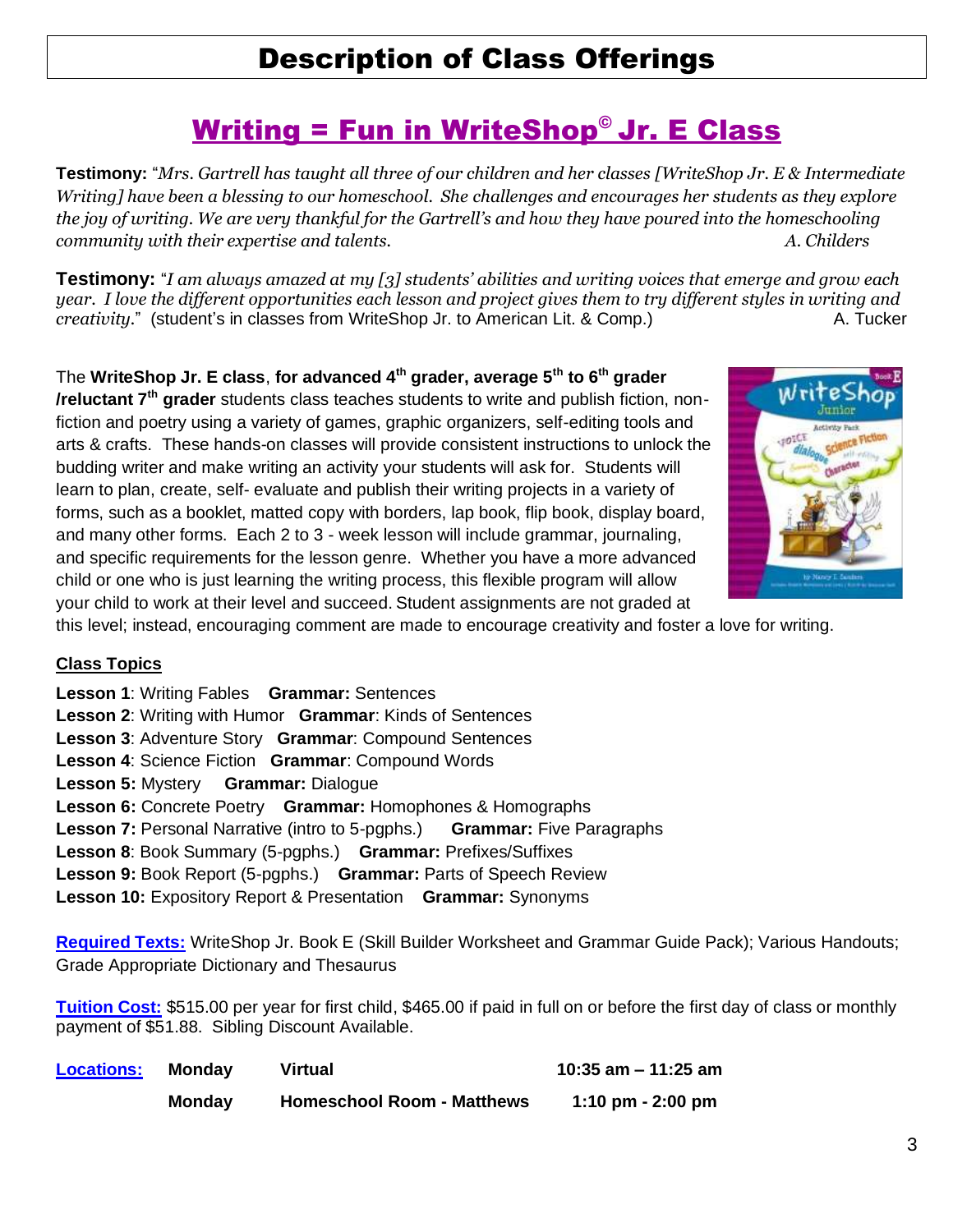# Description of Class Offerings

## Writing = Fun in WriteShop© Jr. E Class

**Testimony:** "*Mrs. Gartrell has taught all three of our children and her classes [WriteShop Jr. E & Intermediate Writing] have been a blessing to our homeschool. She challenges and encourages her students as they explore the joy of writing. We are very thankful for the Gartrell's and how they have poured into the homeschooling community with their expertise and talents.* *A. Childers*

**Testimony:** "*I am always amazed at my [3] students' abilities and writing voices that emerge and grow each year. I love the different opportunities each lesson and project gives them to try different styles in writing and creativity*." (student's in classes from WriteShop Jr. to American Lit. & Comp.) A. Tucker

The **WriteShop Jr. E class**, **for advanced 4th grader, average 5th to 6th grader /reluctant 7th grader** students class teaches students to write and publish fiction, non-fiction and poetry using a variety of games, graphic organizers, self-editing tools and arts & crafts. These hands-on classes will provide consistent instructions to unlock the budding writer and make writing an activity your students will ask for. Students will learn to plan, create, self- evaluate and publish their writing projects in a variety of forms, such as a booklet, matted copy with borders, lap book, flip book, display board, and many other forms. Each 2 to 3 - week lesson will include grammar, journaling, and specific requirements for the lesson genre. Whether you have a more advanced child or one who is just learning the writing process, this flexible program will allow your child to work at their level and succeed. Student assignments are not graded at this level; instead, encouraging comment are made to encourage creativity and foster a love for writing.

**Class Topics**

**Lesson 1**: Writing Fables **Grammar:** Sentences
**Lesson 2**: Writing with Humor **Grammar**: Kinds of Sentences
**Lesson 3**: Adventure Story **Grammar**: Compound Sentences
**Lesson 4**: Science Fiction **Grammar**: Compound Words
**Lesson 5:** Mystery **Grammar:** Dialogue
**Lesson 6:** Concrete Poetry **Grammar:** Homophones & Homographs
**Lesson 7:** Personal Narrative (intro to 5-pgphs.) **Grammar:** Five Paragraphs
**Lesson 8**: Book Summary (5-pgphs.) **Grammar:** Prefixes/Suffixes
**Lesson 9:** Book Report (5-pgphs.) **Grammar:** Parts of Speech Review
**Lesson 10:** Expository Report & Presentation **Grammar:** Synonyms

**Required Texts:** WriteShop Jr. Book E (Skill Builder Worksheet and Grammar Guide Pack); Various Handouts; Grade Appropriate Dictionary and Thesaurus

**Tuition Cost:** $515.00 per year for first child, $465.00 if paid in full on or before the first day of class or monthly payment of $51.88. Sibling Discount Available.

| **Locations:** | **Monday** | **Virtual** | **10:35 am – 11:25 am** |
|---|---|---|---|
| | **Monday** | **Homeschool Room - Matthews** | **1:10 pm - 2:00 pm** |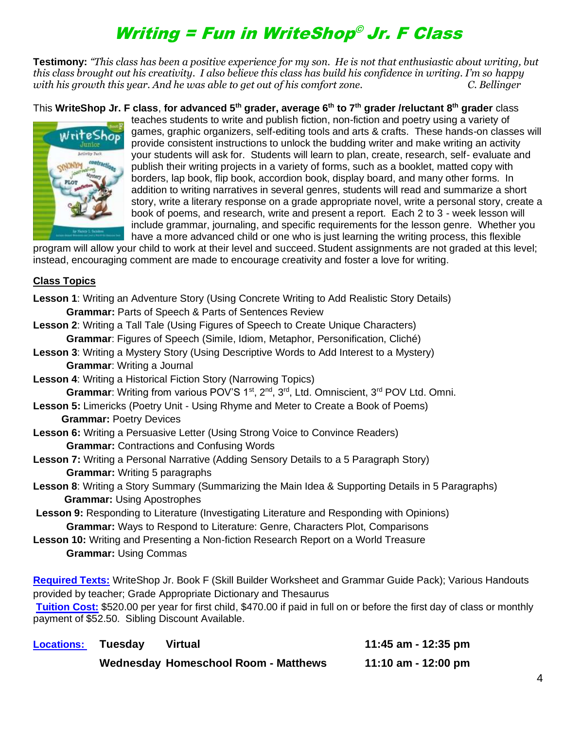# *Writing = Fun in WriteShop© Jr. F Class*

**Testimony:** *"This class has been a positive experience for my son. He is not that enthusiastic about writing, but this class brought out his creativity. I also believe this class has build his confidence in writing. I'm so happy with his growth this year. And he was able to get out of his comfort zone. C. Bellinger*

This **WriteShop Jr. F class**, **for advanced 5th grader, average 6th to 7th grader /reluctant 8th grader** class teaches students to write and publish fiction, non-fiction and poetry using a variety of games, graphic organizers, self-editing tools and arts & crafts. These hands-on classes will provide consistent instructions to unlock the budding writer and make writing an activity your students will ask for. Students will learn to plan, create, research, self- evaluate and publish their writing projects in a variety of forms, such as a booklet, matted copy with borders, lap book, flip book, accordion book, display board, and many other forms. In addition to writing narratives in several genres, students will read and summarize a short story, write a literary response on a grade appropriate novel, write a personal story, create a book of poems, and research, write and present a report. Each 2 to 3 - week lesson will include grammar, journaling, and specific requirements for the lesson genre. Whether you have a more advanced child or one who is just learning the writing process, this flexible program will allow your child to work at their level and succeed. Student assignments are not graded at this level; instead, encouraging comment are made to encourage creativity and foster a love for writing.

**Class Topics**

**Lesson 1**: Writing an Adventure Story (Using Concrete Writing to Add Realistic Story Details)
**Grammar:** Parts of Speech & Parts of Sentences Review

**Lesson 2**: Writing a Tall Tale (Using Figures of Speech to Create Unique Characters)
**Grammar**: Figures of Speech (Simile, Idiom, Metaphor, Personification, Cliché)

**Lesson 3**: Writing a Mystery Story (Using Descriptive Words to Add Interest to a Mystery)
**Grammar**: Writing a Journal

**Lesson 4**: Writing a Historical Fiction Story (Narrowing Topics)
**Grammar**: Writing from various POV'S 1st, 2nd, 3rd, Ltd. Omniscient, 3rd POV Ltd. Omni.

**Lesson 5:** Limericks (Poetry Unit - Using Rhyme and Meter to Create a Book of Poems)
**Grammar:** Poetry Devices

**Lesson 6:** Writing a Persuasive Letter (Using Strong Voice to Convince Readers)
**Grammar:** Contractions and Confusing Words

**Lesson 7:** Writing a Personal Narrative (Adding Sensory Details to a 5 Paragraph Story)
**Grammar:** Writing 5 paragraphs

**Lesson 8**: Writing a Story Summary (Summarizing the Main Idea & Supporting Details in 5 Paragraphs)
**Grammar:** Using Apostrophes

**Lesson 9:** Responding to Literature (Investigating Literature and Responding with Opinions)
**Grammar:** Ways to Respond to Literature: Genre, Characters Plot, Comparisons

**Lesson 10:** Writing and Presenting a Non-fiction Research Report on a World Treasure
**Grammar:** Using Commas

**Required Texts:** WriteShop Jr. Book F (Skill Builder Worksheet and Grammar Guide Pack); Various Handouts provided by teacher; Grade Appropriate Dictionary and Thesaurus

**Tuition Cost:** $520.00 per year for first child, $470.00 if paid in full on or before the first day of class or monthly payment of $52.50. Sibling Discount Available.

| **Locations:** | **Tuesday** | **Virtual** | **11:45 am - 12:35 pm** |
|---|---|---|---|
| | **Wednesday** | **Homeschool Room - Matthews** | **11:10 am - 12:00 pm** |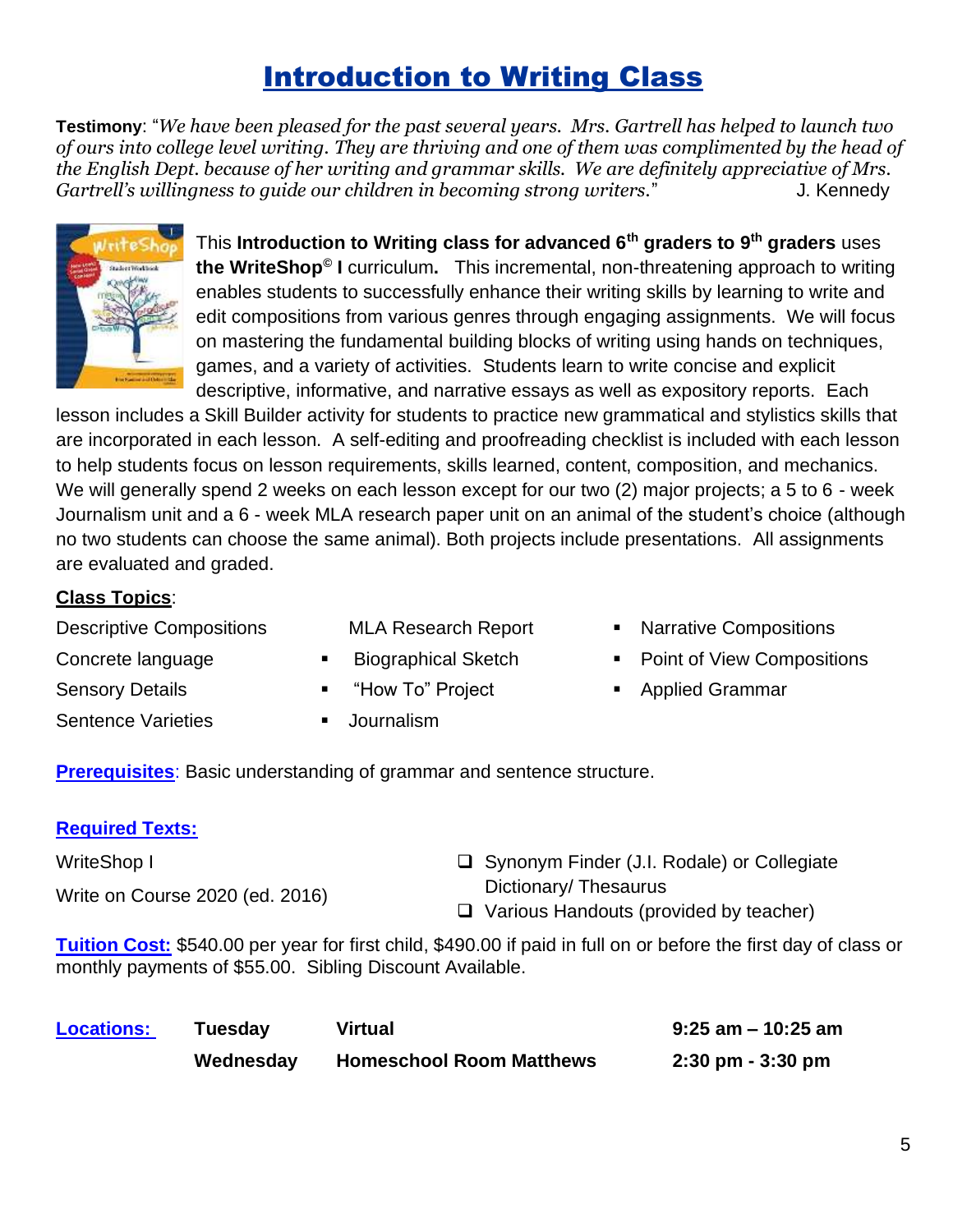# Introduction to Writing Class

**Testimony**: "*We have been pleased for the past several years. Mrs. Gartrell has helped to launch two of ours into college level writing. They are thriving and one of them was complimented by the head of the English Dept. because of her writing and grammar skills. We are definitely appreciative of Mrs. Gartrell's willingness to guide our children in becoming strong writers.*" J. Kennedy

This **Introduction to Writing class for advanced 6th graders to 9th graders** uses **the WriteShop© I** curriculum. This incremental, non-threatening approach to writing enables students to successfully enhance their writing skills by learning to write and edit compositions from various genres through engaging assignments. We will focus on mastering the fundamental building blocks of writing using hands on techniques, games, and a variety of activities. Students learn to write concise and explicit descriptive, informative, and narrative essays as well as expository reports. Each lesson includes a Skill Builder activity for students to practice new grammatical and stylistics skills that are incorporated in each lesson. A self-editing and proofreading checklist is included with each lesson to help students focus on lesson requirements, skills learned, content, composition, and mechanics. We will generally spend 2 weeks on each lesson except for our two (2) major projects; a 5 to 6 - week Journalism unit and a 6 - week MLA research paper unit on an animal of the student's choice (although no two students can choose the same animal). Both projects include presentations. All assignments are evaluated and graded.

**Class Topics**:

- Descriptive Compositions
- Concrete language
- Sensory Details
- Sentence Varieties
- MLA Research Report
- Biographical Sketch
- "How To" Project
- Journalism
- Narrative Compositions
- Point of View Compositions
- Applied Grammar

**Prerequisites**: Basic understanding of grammar and sentence structure.

**Required Texts:**

- WriteShop I
- Write on Course 2020 (ed. 2016)
- Synonym Finder (J.I. Rodale) or Collegiate Dictionary/ Thesaurus
- Various Handouts (provided by teacher)

**Tuition Cost:** $540.00 per year for first child, $490.00 if paid in full on or before the first day of class or monthly payments of $55.00. Sibling Discount Available.

| Locations: | | | |
|---|---|---|---|
| | **Tuesday** | **Virtual** | **9:25 am – 10:25 am** |
| | **Wednesday** | **Homeschool Room Matthews** | **2:30 pm - 3:30 pm** |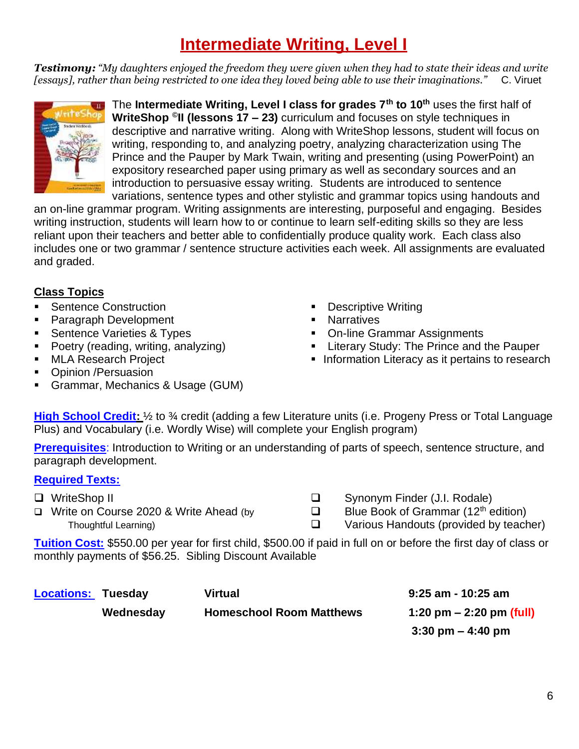# Intermediate Writing, Level I

***Testimony:*** *"My daughters enjoyed the freedom they were given when they had to state their ideas and write [essays], rather than being restricted to one idea they loved being able to use their imaginations."* C. Viruet

The **Intermediate Writing, Level I class for grades 7th to 10th** uses the first half of **WriteShop ©II (lessons 17 – 23)** curriculum and focuses on style techniques in descriptive and narrative writing. Along with WriteShop lessons, student will focus on writing, responding to, and analyzing poetry, analyzing characterization using The Prince and the Pauper by Mark Twain, writing and presenting (using PowerPoint) an expository researched paper using primary as well as secondary sources and an introduction to persuasive essay writing. Students are introduced to sentence variations, sentence types and other stylistic and grammar topics using handouts and an on-line grammar program. Writing assignments are interesting, purposeful and engaging. Besides writing instruction, students will learn how to or continue to learn self-editing skills so they are less reliant upon their teachers and better able to confidentially produce quality work. Each class also includes one or two grammar / sentence structure activities each week. All assignments are evaluated and graded.

## Class Topics

- Sentence Construction
- Paragraph Development
- Sentence Varieties & Types
- Poetry (reading, writing, analyzing)
- MLA Research Project
- Opinion /Persuasion
- Grammar, Mechanics & Usage (GUM)
- Descriptive Writing
- Narratives
- On-line Grammar Assignments
- Literary Study: The Prince and the Pauper
- Information Literacy as it pertains to research

**High School Credit:** ½ to ¾ credit (adding a few Literature units (i.e. Progeny Press or Total Language Plus) and Vocabulary (i.e. Wordly Wise) will complete your English program)

**Prerequisites**: Introduction to Writing or an understanding of parts of speech, sentence structure, and paragraph development.

**Required Texts:**

- ❑ WriteShop II
- ❑ Write on Course 2020 & Write Ahead (by Thoughtful Learning)
- ❑ Synonym Finder (J.I. Rodale)
- ❑ Blue Book of Grammar (12th edition)
- ❑ Various Handouts (provided by teacher)

**Tuition Cost:** $550.00 per year for first child, $500.00 if paid in full on or before the first day of class or monthly payments of $56.25. Sibling Discount Available

| **Locations:** | **Tuesday** | **Virtual** | **9:25 am - 10:25 am** |
|---|---|---|---|
| | **Wednesday** | **Homeschool Room Matthews** | **1:20 pm – 2:20 pm (full)** |
| | | | **3:30 pm – 4:40 pm** |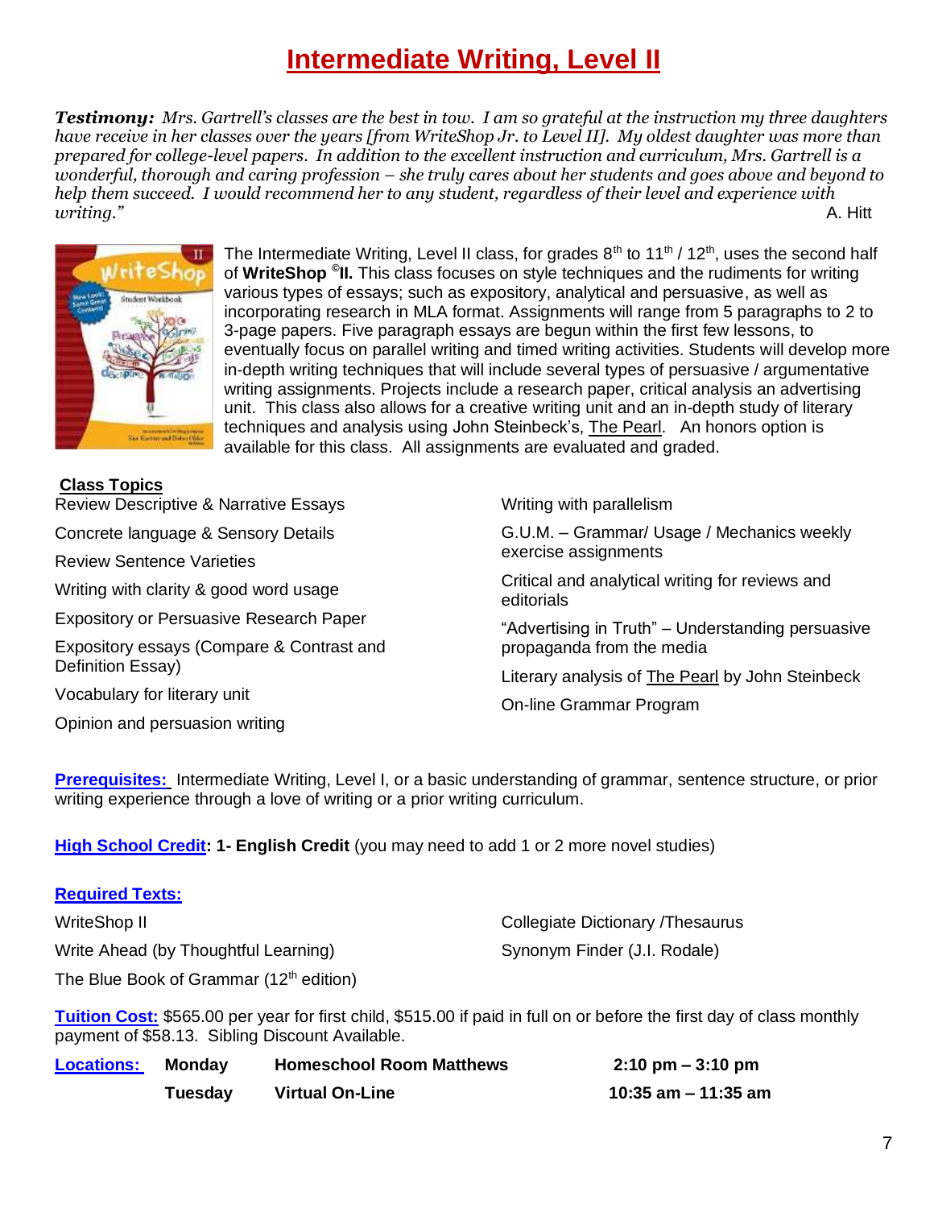# Intermediate Writing, Level II

***Testimony:*** *Mrs. Gartrell's classes are the best in tow. I am so grateful at the instruction my three daughters have receive in her classes over the years [from WriteShop Jr. to Level II]. My oldest daughter was more than prepared for college-level papers. In addition to the excellent instruction and curriculum, Mrs. Gartrell is a wonderful, thorough and caring profession – she truly cares about her students and goes above and beyond to help them succeed. I would recommend her to any student, regardless of their level and experience with writing."* A. Hitt

The Intermediate Writing, Level II class, for grades 8th to 11th / 12th, uses the second half of **WriteShop ©II.** This class focuses on style techniques and the rudiments for writing various types of essays; such as expository, analytical and persuasive, as well as incorporating research in MLA format. Assignments will range from 5 paragraphs to 2 to 3-page papers. Five paragraph essays are begun within the first few lessons, to eventually focus on parallel writing and timed writing activities. Students will develop more in-depth writing techniques that will include several types of persuasive / argumentative writing assignments. Projects include a research paper, critical analysis an advertising unit. This class also allows for a creative writing unit and an in-depth study of literary techniques and analysis using John Steinbeck's, The Pearl. An honors option is available for this class. All assignments are evaluated and graded.

**Class Topics**

- Review Descriptive & Narrative Essays
- Concrete language & Sensory Details
- Review Sentence Varieties
- Writing with clarity & good word usage
- Expository or Persuasive Research Paper
- Expository essays (Compare & Contrast and Definition Essay)
- Vocabulary for literary unit
- Opinion and persuasion writing
- Writing with parallelism
- G.U.M. – Grammar/ Usage / Mechanics weekly exercise assignments
- Critical and analytical writing for reviews and editorials
- "Advertising in Truth" – Understanding persuasive propaganda from the media
- Literary analysis of The Pearl by John Steinbeck
- On-line Grammar Program

**Prerequisites:** Intermediate Writing, Level I, or a basic understanding of grammar, sentence structure, or prior writing experience through a love of writing or a prior writing curriculum.

**High School Credit: 1- English Credit** (you may need to add 1 or 2 more novel studies)

**Required Texts:**

- WriteShop II
- Write Ahead (by Thoughtful Learning)
- The Blue Book of Grammar (12th edition)
- Collegiate Dictionary /Thesaurus
- Synonym Finder (J.I. Rodale)

**Tuition Cost:** $565.00 per year for first child, $515.00 if paid in full on or before the first day of class monthly payment of $58.13. Sibling Discount Available.

| Locations: | Monday | Homeschool Room Matthews | 2:10 pm – 3:10 pm |
|---|---|---|---|
| | Tuesday | Virtual On-Line | 10:35 am – 11:35 am |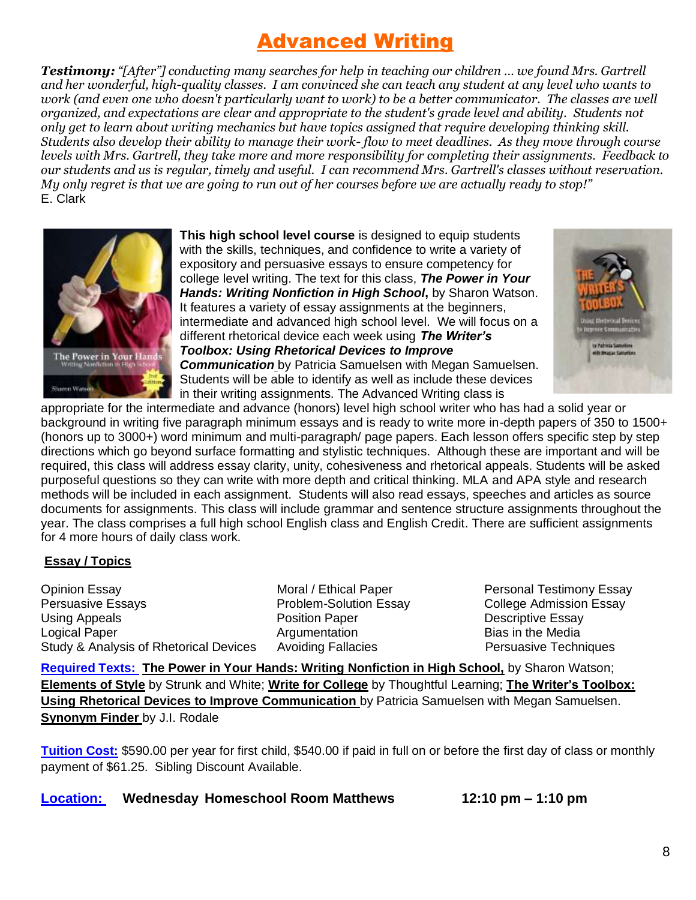# Advanced Writing

***Testimony:*** *"[After"] conducting many searches for help in teaching our children ... we found Mrs. Gartrell and her wonderful, high-quality classes. I am convinced she can teach any student at any level who wants to work (and even one who doesn't particularly want to work) to be a better communicator. The classes are well organized, and expectations are clear and appropriate to the student's grade level and ability. Students not only get to learn about writing mechanics but have topics assigned that require developing thinking skill. Students also develop their ability to manage their work- flow to meet deadlines. As they move through course levels with Mrs. Gartrell, they take more and more responsibility for completing their assignments. Feedback to our students and us is regular, timely and useful. I can recommend Mrs. Gartrell's classes without reservation. My only regret is that we are going to run out of her courses before we are actually ready to stop!"*
E. Clark

**This high school level course** is designed to equip students with the skills, techniques, and confidence to write a variety of expository and persuasive essays to ensure competency for college level writing. The text for this class, ***The Power in Your Hands: Writing Nonfiction in High School***, by Sharon Watson. It features a variety of essay assignments at the beginners, intermediate and advanced high school level. We will focus on a different rhetorical device each week using ***The Writer's Toolbox: Using Rhetorical Devices to Improve Communication*** by Patricia Samuelsen with Megan Samuelsen. Students will be able to identify as well as include these devices in their writing assignments. The Advanced Writing class is appropriate for the intermediate and advance (honors) level high school writer who has had a solid year or background in writing five paragraph minimum essays and is ready to write more in-depth papers of 350 to 1500+ (honors up to 3000+) word minimum and multi-paragraph/ page papers. Each lesson offers specific step by step directions which go beyond surface formatting and stylistic techniques. Although these are important and will be required, this class will address essay clarity, unity, cohesiveness and rhetorical appeals. Students will be asked purposeful questions so they can write with more depth and critical thinking. MLA and APA style and research methods will be included in each assignment. Students will also read essays, speeches and articles as source documents for assignments. This class will include grammar and sentence structure assignments throughout the year. The class comprises a full high school English class and English Credit. There are sufficient assignments for 4 more hours of daily class work.

**Essay / Topics**

- Opinion Essay
- Persuasive Essays
- Using Appeals
- Logical Paper
- Study & Analysis of Rhetorical Devices
- Moral / Ethical Paper
- Problem-Solution Essay
- Position Paper
- Argumentation
- Avoiding Fallacies
- Personal Testimony Essay
- College Admission Essay
- Descriptive Essay
- Bias in the Media
- Persuasive Techniques

**Required Texts:** **The Power in Your Hands: Writing Nonfiction in High School,** by Sharon Watson; **Elements of Style** by Strunk and White; **Write for College** by Thoughtful Learning; **The Writer's Toolbox: Using Rhetorical Devices to Improve Communication** by Patricia Samuelsen with Megan Samuelsen. **Synonym Finder** by J.I. Rodale

**Tuition Cost:** $590.00 per year for first child, $540.00 if paid in full on or before the first day of class or monthly payment of $61.25. Sibling Discount Available.

**Location:** **Wednesday Homeschool Room Matthews** **12:10 pm – 1:10 pm**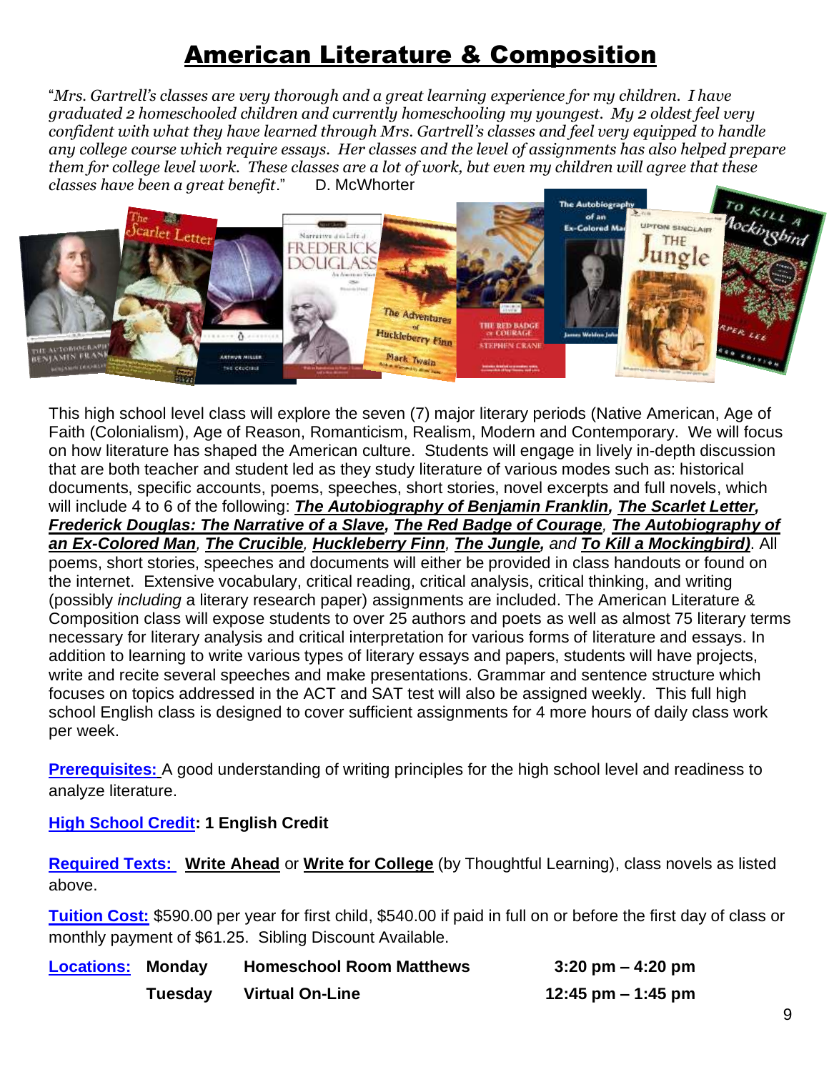# American Literature & Composition

"*Mrs. Gartrell's classes are very thorough and a great learning experience for my children. I have graduated 2 homeschooled children and currently homeschooling my youngest. My 2 oldest feel very confident with what they have learned through Mrs. Gartrell's classes and feel very equipped to handle any college course which require essays. Her classes and the level of assignments has also helped prepare them for college level work. These classes are a lot of work, but even my children will agree that these classes have been a great benefit*." D. McWhorter

This high school level class will explore the seven (7) major literary periods (Native American, Age of Faith (Colonialism), Age of Reason, Romanticism, Realism, Modern and Contemporary. We will focus on how literature has shaped the American culture. Students will engage in lively in-depth discussion that are both teacher and student led as they study literature of various modes such as: historical documents, specific accounts, poems, speeches, short stories, novel excerpts and full novels, which will include 4 to 6 of the following: ***The Autobiography of Benjamin Franklin, The Scarlet Letter, Frederick Douglas: The Narrative of a Slave, The Red Badge of Courage***, ***The Autobiography of an Ex-Colored Man***, ***The Crucible***, ***Huckleberry Finn***, ***The Jungle,*** *and* ***To Kill a Mockingbird)***. All poems, short stories, speeches and documents will either be provided in class handouts or found on the internet. Extensive vocabulary, critical reading, critical analysis, critical thinking, and writing (possibly *including* a literary research paper) assignments are included. The American Literature & Composition class will expose students to over 25 authors and poets as well as almost 75 literary terms necessary for literary analysis and critical interpretation for various forms of literature and essays. In addition to learning to write various types of literary essays and papers, students will have projects, write and recite several speeches and make presentations. Grammar and sentence structure which focuses on topics addressed in the ACT and SAT test will also be assigned weekly. This full high school English class is designed to cover sufficient assignments for 4 more hours of daily class work per week.

**Prerequisites:** A good understanding of writing principles for the high school level and readiness to analyze literature.

**High School Credit: 1 English Credit**

**Required Texts:** **Write Ahead** or **Write for College** (by Thoughtful Learning), class novels as listed above.

**Tuition Cost:** $590.00 per year for first child, $540.00 if paid in full on or before the first day of class or monthly payment of $61.25. Sibling Discount Available.

| **Locations:** | **Monday** | **Homeschool Room Matthews** | **3:20 pm – 4:20 pm** |
|---|---|---|---|
| | **Tuesday** | **Virtual On-Line** | **12:45 pm – 1:45 pm** |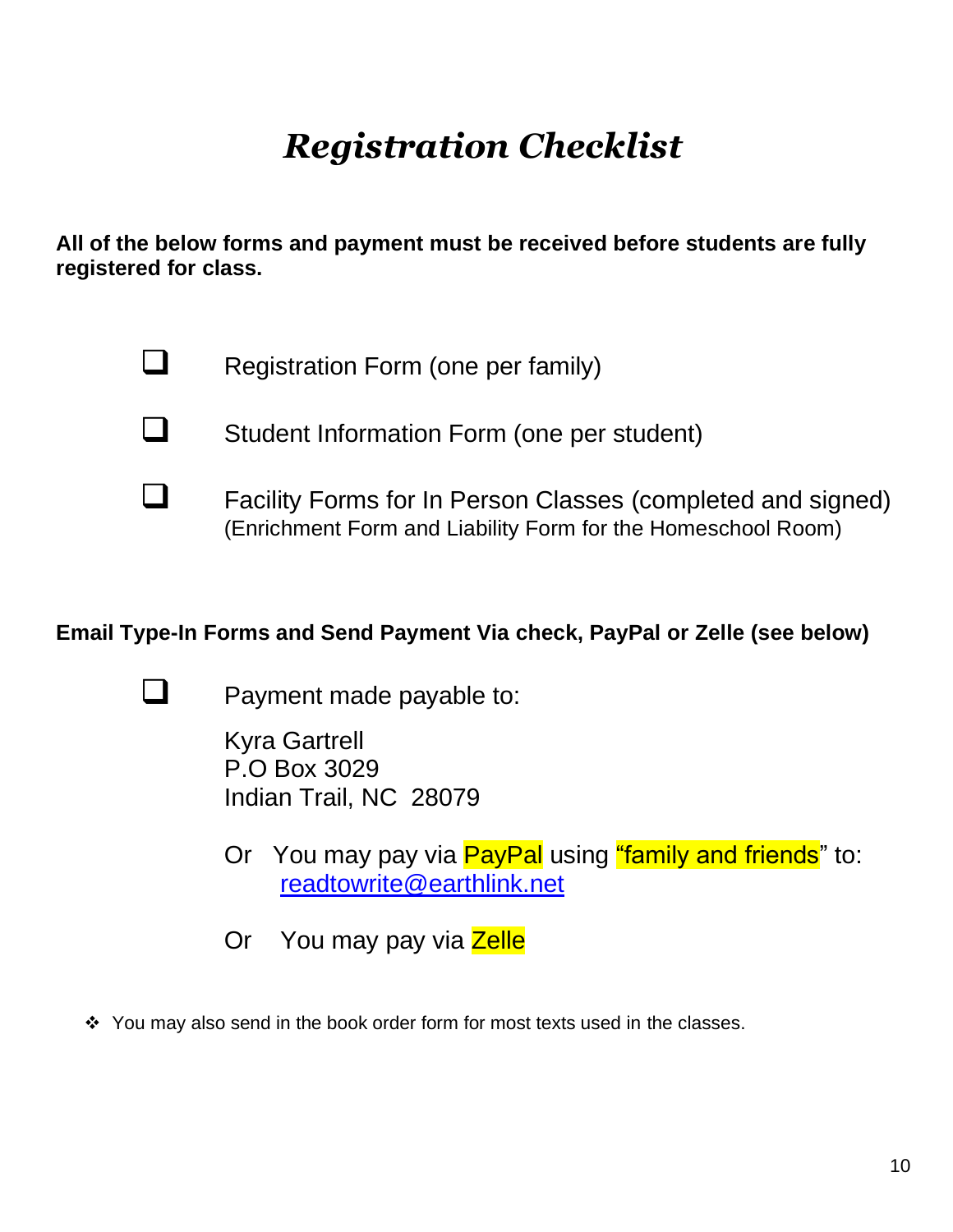# *Registration Checklist*

**All of the below forms and payment must be received before students are fully registered for class.**

- [ ] Registration Form (one per family)
- [ ] Student Information Form (one per student)
- [ ] Facility Forms for In Person Classes (completed and signed)
  (Enrichment Form and Liability Form for the Homeschool Room)

**Email Type-In Forms and Send Payment Via check, PayPal or Zelle (see below)**

- [ ] Payment made payable to:

  Kyra Gartrell
  P.O Box 3029
  Indian Trail, NC  28079

  Or   You may pay via PayPal using "family and friends" to:
  readtowrite@earthlink.net

  Or   You may pay via Zelle

- You may also send in the book order form for most texts used in the classes.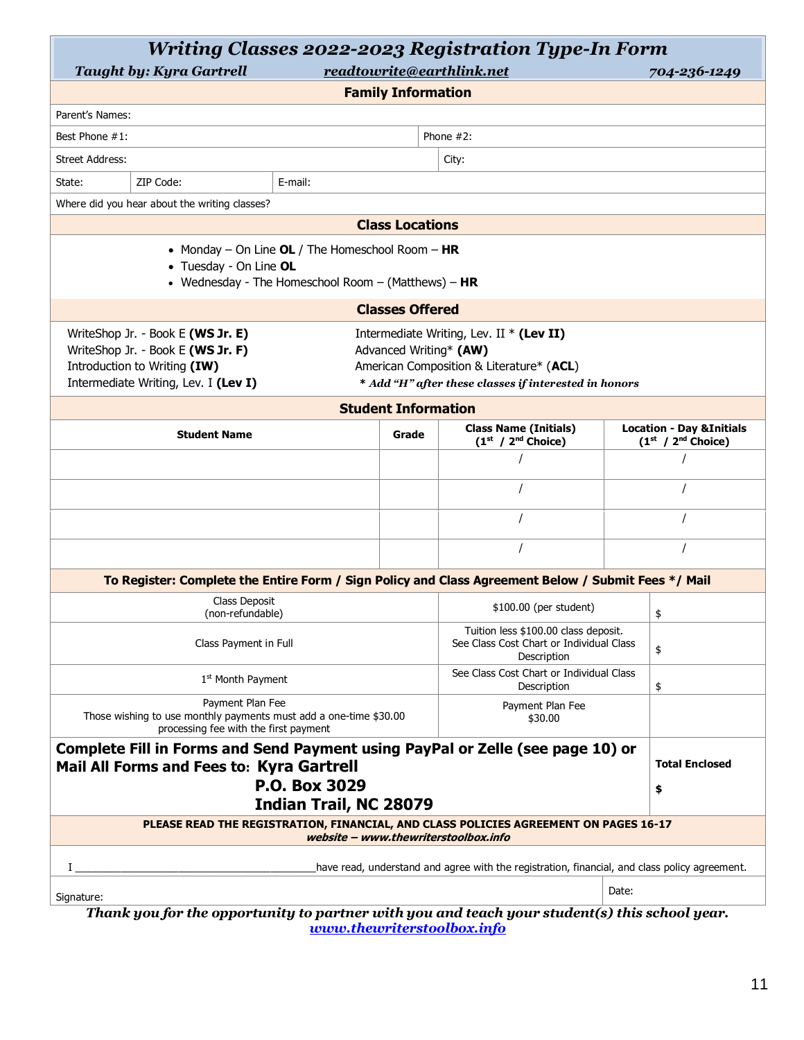# *Writing Classes 2022-2023 Registration Type-In Form*

***Taught by: Kyra Gartrell*** ***readtowrite@earthlink.net*** ***704-236-1249***

## Family Information

| | | | |
|---|---|---|---|
| Parent's Names: | | | |
| Best Phone #1: | | Phone #2: | |
| Street Address: | | City: | |
| State: | ZIP Code: | E-mail: | |
| Where did you hear about the writing classes? | | | |

## Class Locations

- Monday – On Line **OL** / The Homeschool Room – **HR**
- Tuesday - On Line **OL**
- Wednesday - The Homeschool Room – (Matthews) – **HR**

## Classes Offered

WriteShop Jr. - Book E **(WS Jr. E)**
WriteShop Jr. - Book E **(WS Jr. F)**
Introduction to Writing **(IW)**
Intermediate Writing, Lev. I **(Lev I)**
Intermediate Writing, Lev. II * **(Lev II)**
Advanced Writing* **(AW)**
American Composition & Literature* (**ACL**)
***\* Add "H" after these classes if interested in honors***

## Student Information

| Student Name | Grade | Class Name (Initials) (1st / 2nd Choice) | Location - Day &Initials (1st / 2nd Choice) |
|---|---|---|---|
| | | / | / |
| | | / | / |
| | | / | / |
| | | / | / |

**To Register: Complete the Entire Form / Sign Policy and Class Agreement Below / Submit Fees \*/ Mail**

| | | |
|---|---|---|
| Class Deposit (non-refundable) | $100.00 (per student) | $ |
| Class Payment in Full | Tuition less $100.00 class deposit. See Class Cost Chart or Individual Class Description | $ |
| 1st Month Payment | See Class Cost Chart or Individual Class Description | $ |
| Payment Plan Fee Those wishing to use monthly payments must add a one-time $30.00 processing fee with the first payment | Payment Plan Fee $30.00 | |
| **Complete Fill in Forms and Send Payment using PayPal or Zelle (see page 10) or Mail All Forms and Fees to: Kyra Gartrell P.O. Box 3029 Indian Trail, NC 28079** | | **Total Enclosed** **$** |

**PLEASE READ THE REGISTRATION, FINANCIAL, AND CLASS POLICIES AGREEMENT ON PAGES 16-17**
***website – www.thewriterstoolbox.info***

I ________________________________________have read, understand and agree with the registration, financial, and class policy agreement.

Signature: Date:

***Thank you for the opportunity to partner with you and teach your student(s) this school year.***
***www.thewriterstoolbox.info***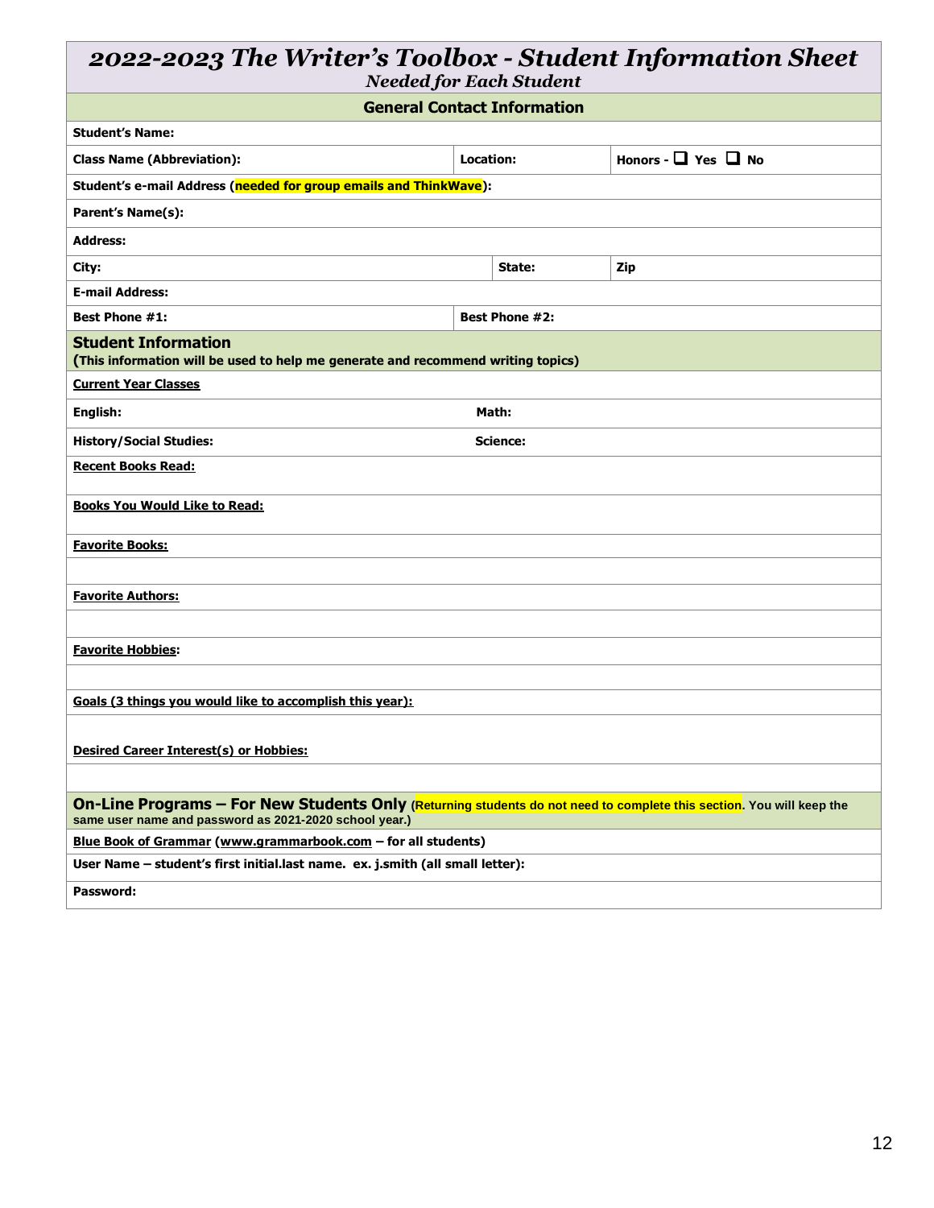# *2022-2023 The Writer's Toolbox - Student Information Sheet*

*Needed for Each Student*

## General Contact Information

| | | |
|---|---|---|
| **Student's Name:** | | |
| **Class Name (Abbreviation):** | **Location:** | **Honors - ❑ Yes ❑ No** |
| **Student's e-mail Address (needed for group emails and ThinkWave):** | | |
| **Parent's Name(s):** | | |
| **Address:** | | |
| **City:** | **State:** | **Zip** |
| **E-mail Address:** | | |
| **Best Phone #1:** | **Best Phone #2:** | |

## Student Information

**(This information will be used to help me generate and recommend writing topics)**

| | |
|---|---|
| **Current Year Classes** | |
| **English:** | **Math:** |
| **History/Social Studies:** | **Science:** |
| **Recent Books Read:** | |
| **Books You Would Like to Read:** | |
| **Favorite Books:** | |
| | |
| **Favorite Authors:** | |
| | |
| **Favorite Hobbies:** | |
| | |
| **Goals (3 things you would like to accomplish this year):** | |
| **Desired Career Interest(s) or Hobbies:** | |
| | |

## On-Line Programs – For New Students Only

**(Returning students do not need to complete this section. You will keep the same user name and password as 2021-2020 school year.)**

| |
|---|
| **Blue Book of Grammar (www.grammarbook.com – for all students)** |
| **User Name – student's first initial.last name. ex. j.smith (all small letter):** |
| **Password:** |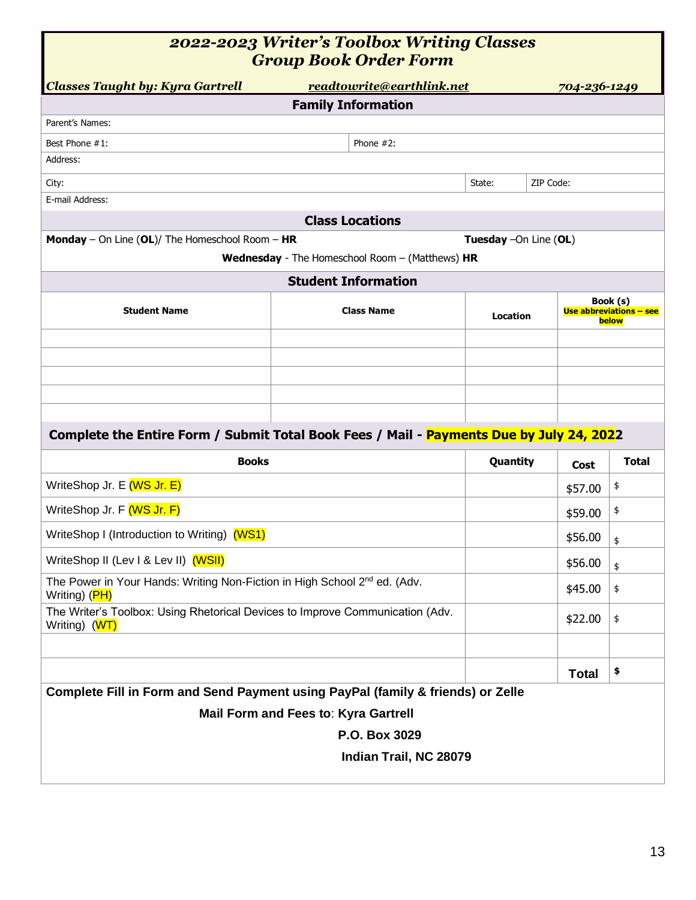# *2022-2023 Writer's Toolbox Writing Classes*
# *Group Book Order Form*

***Classes Taught by: Kyra Gartrell*** ***readtowrite@earthlink.net*** ***704-236-1249***

## Family Information

| | | | |
|---|---|---|---|
| Parent's Names: | | | |
| Best Phone #1: | Phone #2: | | |
| Address: | | | |
| City: | | State: | ZIP Code: |
| E-mail Address: | | | |

## Class Locations

**Monday** – On Line (**OL**)/ The Homeschool Room – **HR**

**Tuesday** –On Line (**OL**)

**Wednesday** - The Homeschool Room – (Matthews) **HR**

## Student Information

| Student Name | Class Name | Location | Book (s) Use abbreviations – see below |
|---|---|---|---|
| | | | |
| | | | |
| | | | |
| | | | |
| | | | |

## Complete the Entire Form / Submit Total Book Fees / Mail - Payments Due by July 24, 2022

| Books | Quantity | Cost | Total |
|---|---|---|---|
| WriteShop Jr. E (WS Jr. E) | | $57.00 | $ |
| WriteShop Jr. F (WS Jr. F) | | $59.00 | $ |
| WriteShop I (Introduction to Writing) (WS1) | | $56.00 | $ |
| WriteShop II (Lev I & Lev II) (WSII) | | $56.00 | $ |
| The Power in Your Hands: Writing Non-Fiction in High School 2nd ed. (Adv. Writing) (PH) | | $45.00 | $ |
| The Writer's Toolbox: Using Rhetorical Devices to Improve Communication (Adv. Writing) (WT) | | $22.00 | $ |
| | | | |
| | | **Total** | **$** |

**Complete Fill in Form and Send Payment using PayPal (family & friends) or Zelle**

**Mail Form and Fees to**: **Kyra Gartrell**

**P.O. Box 3029**

**Indian Trail, NC 28079**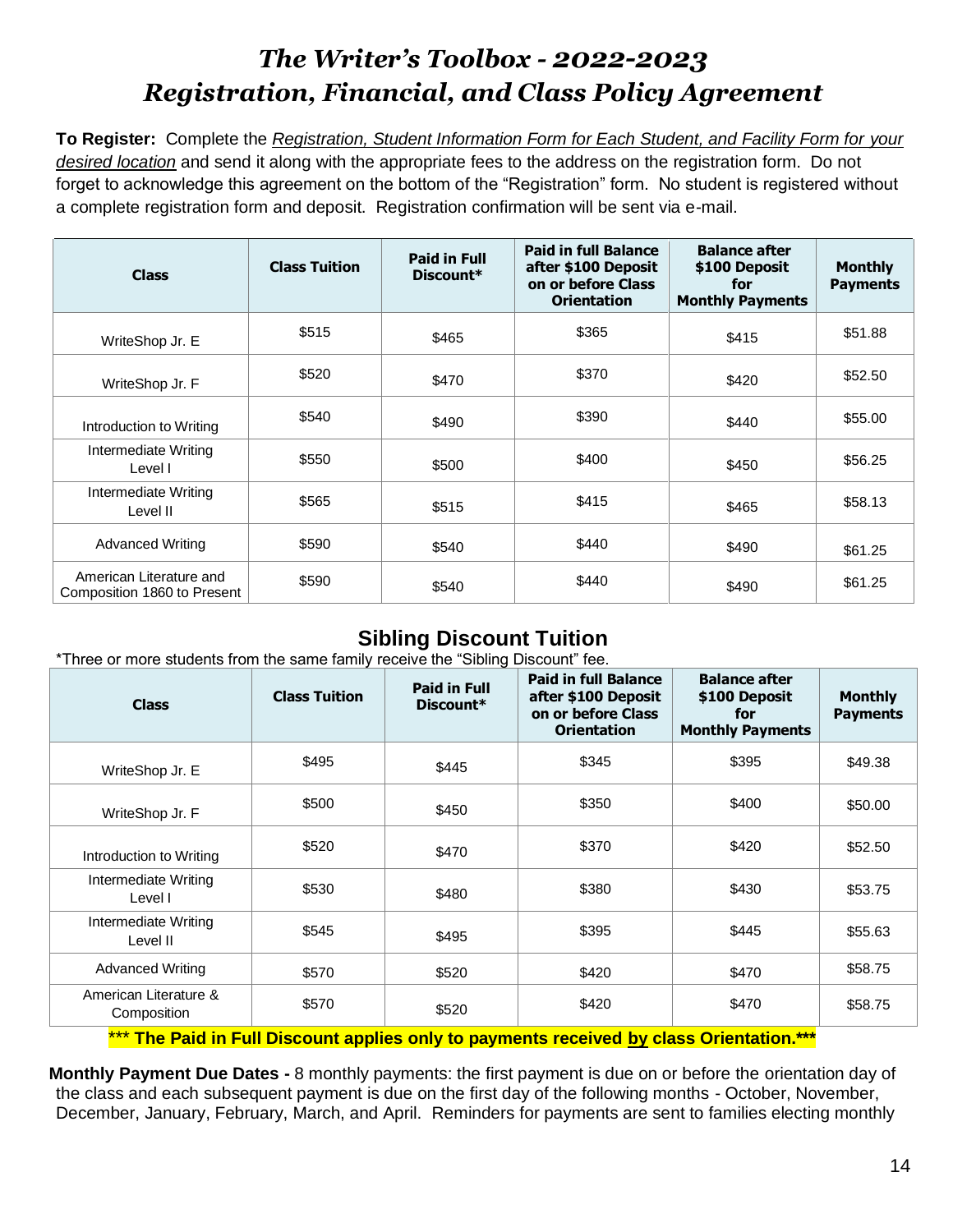# *The Writer's Toolbox - 2022-2023*
# *Registration, Financial, and Class Policy Agreement*

**To Register:** Complete the *Registration, Student Information Form for Each Student, and Facility Form for your desired location* and send it along with the appropriate fees to the address on the registration form. Do not forget to acknowledge this agreement on the bottom of the "Registration" form. No student is registered without a complete registration form and deposit. Registration confirmation will be sent via e-mail.

| Class | Class Tuition | Paid in Full Discount* | Paid in full Balance after $100 Deposit on or before Class Orientation | Balance after $100 Deposit for Monthly Payments | Monthly Payments |
|---|---|---|---|---|---|
| WriteShop Jr. E | $515 | $465 | $365 | $415 | $51.88 |
| WriteShop Jr. F | $520 | $470 | $370 | $420 | $52.50 |
| Introduction to Writing | $540 | $490 | $390 | $440 | $55.00 |
| Intermediate Writing Level I | $550 | $500 | $400 | $450 | $56.25 |
| Intermediate Writing Level II | $565 | $515 | $415 | $465 | $58.13 |
| Advanced Writing | $590 | $540 | $440 | $490 | $61.25 |
| American Literature and Composition 1860 to Present | $590 | $540 | $440 | $490 | $61.25 |

## Sibling Discount Tuition

*Three or more students from the same family receive the "Sibling Discount" fee.

| Class | Class Tuition | Paid in Full Discount* | Paid in full Balance after $100 Deposit on or before Class Orientation | Balance after $100 Deposit for Monthly Payments | Monthly Payments |
|---|---|---|---|---|---|
| WriteShop Jr. E | $495 | $445 | $345 | $395 | $49.38 |
| WriteShop Jr. F | $500 | $450 | $350 | $400 | $50.00 |
| Introduction to Writing | $520 | $470 | $370 | $420 | $52.50 |
| Intermediate Writing Level I | $530 | $480 | $380 | $430 | $53.75 |
| Intermediate Writing Level II | $545 | $495 | $395 | $445 | $55.63 |
| Advanced Writing | $570 | $520 | $420 | $470 | $58.75 |
| American Literature & Composition | $570 | $520 | $420 | $470 | $58.75 |

*** **The Paid in Full Discount applies only to payments received by class Orientation.***

**Monthly Payment Due Dates -** 8 monthly payments: the first payment is due on or before the orientation day of the class and each subsequent payment is due on the first day of the following months - October, November, December, January, February, March, and April. Reminders for payments are sent to families electing monthly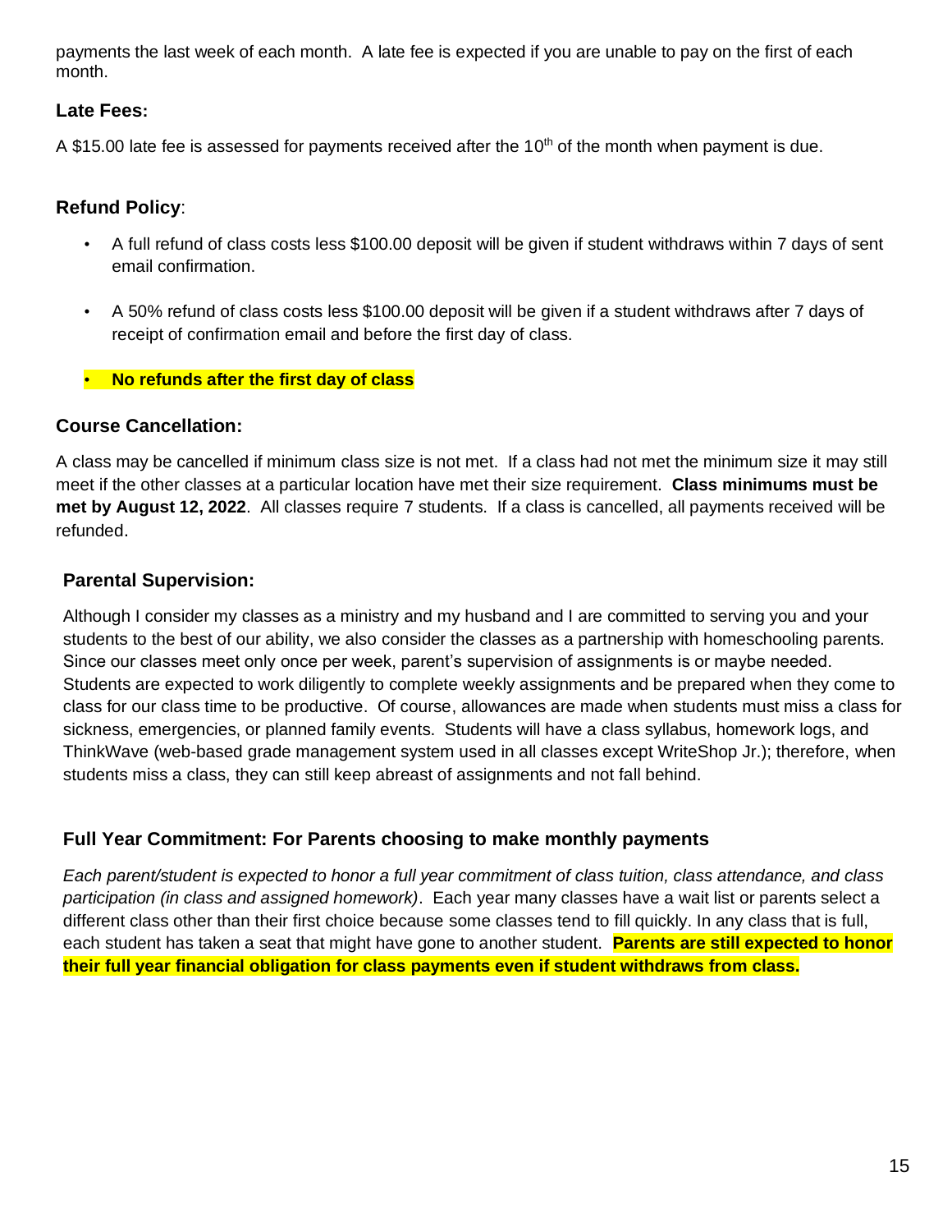payments the last week of each month. A late fee is expected if you are unable to pay on the first of each month.

### Late Fees:

A $15.00 late fee is assessed for payments received after the 10th of the month when payment is due.

### Refund Policy:

- A full refund of class costs less $100.00 deposit will be given if student withdraws within 7 days of sent email confirmation.
- A 50% refund of class costs less $100.00 deposit will be given if a student withdraws after 7 days of receipt of confirmation email and before the first day of class.
- **No refunds after the first day of class**

### Course Cancellation:

A class may be cancelled if minimum class size is not met. If a class had not met the minimum size it may still meet if the other classes at a particular location have met their size requirement. **Class minimums must be met by August 12, 2022**. All classes require 7 students. If a class is cancelled, all payments received will be refunded.

### Parental Supervision:

Although I consider my classes as a ministry and my husband and I are committed to serving you and your students to the best of our ability, we also consider the classes as a partnership with homeschooling parents. Since our classes meet only once per week, parent's supervision of assignments is or maybe needed. Students are expected to work diligently to complete weekly assignments and be prepared when they come to class for our class time to be productive. Of course, allowances are made when students must miss a class for sickness, emergencies, or planned family events. Students will have a class syllabus, homework logs, and ThinkWave (web-based grade management system used in all classes except WriteShop Jr.); therefore, when students miss a class, they can still keep abreast of assignments and not fall behind.

### Full Year Commitment: For Parents choosing to make monthly payments

*Each parent/student is expected to honor a full year commitment of class tuition, class attendance, and class participation (in class and assigned homework)*. Each year many classes have a wait list or parents select a different class other than their first choice because some classes tend to fill quickly. In any class that is full, each student has taken a seat that might have gone to another student. **Parents are still expected to honor their full year financial obligation for class payments even if student withdraws from class.**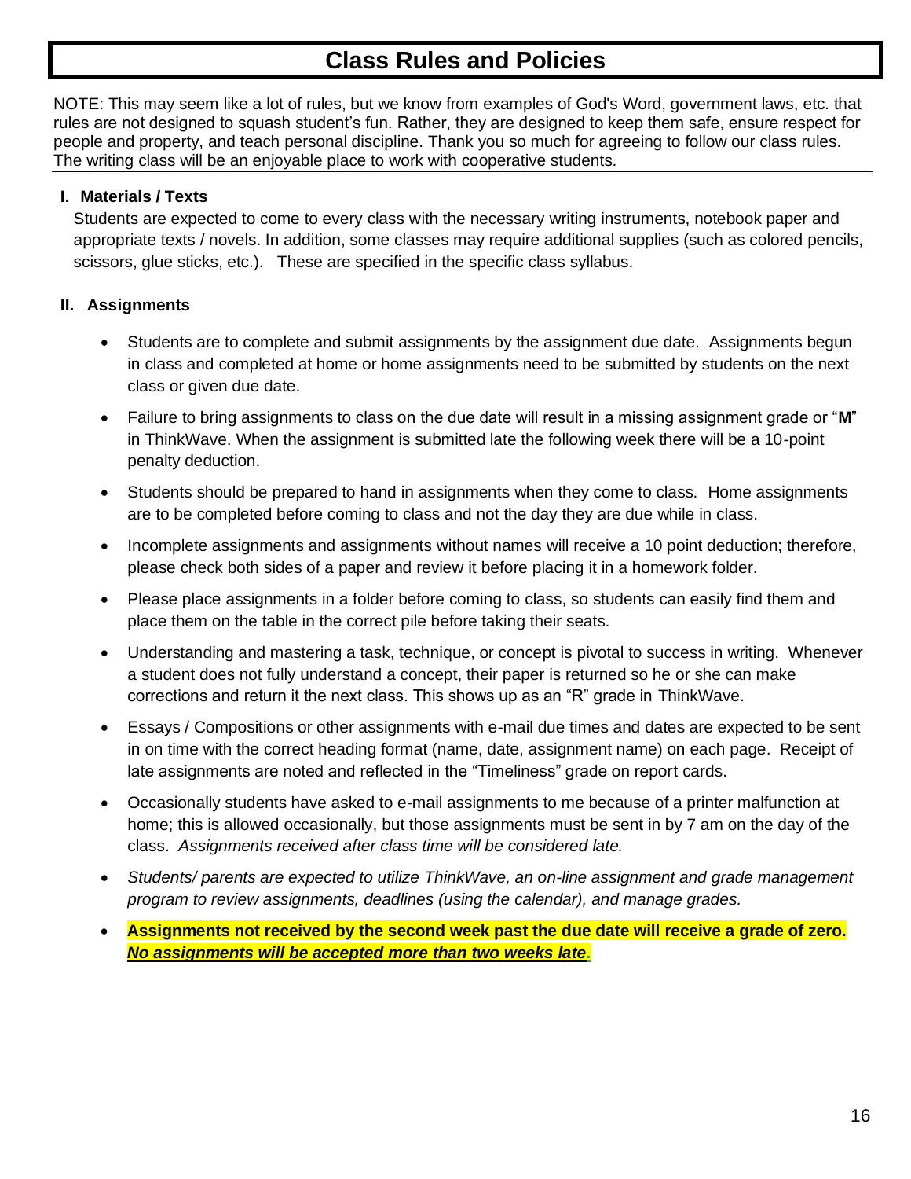# Class Rules and Policies

NOTE: This may seem like a lot of rules, but we know from examples of God's Word, government laws, etc. that rules are not designed to squash student's fun. Rather, they are designed to keep them safe, ensure respect for people and property, and teach personal discipline. Thank you so much for agreeing to follow our class rules. The writing class will be an enjoyable place to work with cooperative students.

## I. Materials / Texts

Students are expected to come to every class with the necessary writing instruments, notebook paper and appropriate texts / novels. In addition, some classes may require additional supplies (such as colored pencils, scissors, glue sticks, etc.). These are specified in the specific class syllabus.

## II. Assignments

- Students are to complete and submit assignments by the assignment due date. Assignments begun in class and completed at home or home assignments need to be submitted by students on the next class or given due date.
- Failure to bring assignments to class on the due date will result in a missing assignment grade or "**M**" in ThinkWave. When the assignment is submitted late the following week there will be a 10-point penalty deduction.
- Students should be prepared to hand in assignments when they come to class. Home assignments are to be completed before coming to class and not the day they are due while in class.
- Incomplete assignments and assignments without names will receive a 10 point deduction; therefore, please check both sides of a paper and review it before placing it in a homework folder.
- Please place assignments in a folder before coming to class, so students can easily find them and place them on the table in the correct pile before taking their seats.
- Understanding and mastering a task, technique, or concept is pivotal to success in writing. Whenever a student does not fully understand a concept, their paper is returned so he or she can make corrections and return it the next class. This shows up as an "R" grade in ThinkWave.
- Essays / Compositions or other assignments with e-mail due times and dates are expected to be sent in on time with the correct heading format (name, date, assignment name) on each page. Receipt of late assignments are noted and reflected in the "Timeliness" grade on report cards.
- Occasionally students have asked to e-mail assignments to me because of a printer malfunction at home; this is allowed occasionally, but those assignments must be sent in by 7 am on the day of the class. *Assignments received after class time will be considered late.*
- *Students/ parents are expected to utilize ThinkWave, an on-line assignment and grade management program to review assignments, deadlines (using the calendar), and manage grades.*
- **Assignments not received by the second week past the due date will receive a grade of zero.** ***No assignments will be accepted more than two weeks late.***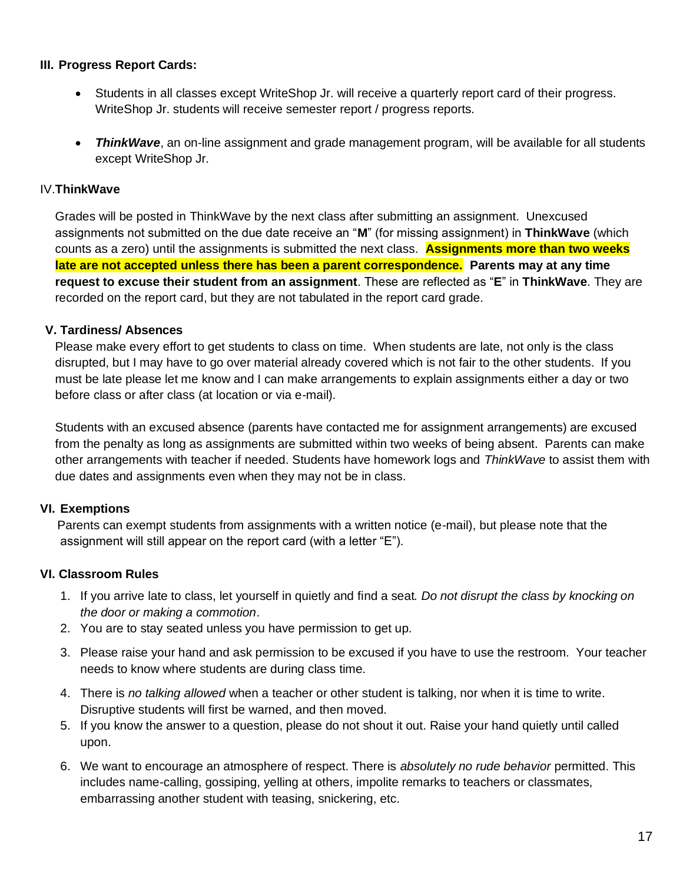### III. Progress Report Cards:

- Students in all classes except WriteShop Jr. will receive a quarterly report card of their progress. WriteShop Jr. students will receive semester report / progress reports.

- ***ThinkWave***, an on-line assignment and grade management program, will be available for all students except WriteShop Jr.

### IV. ThinkWave

Grades will be posted in ThinkWave by the next class after submitting an assignment. Unexcused assignments not submitted on the due date receive an "**M**" (for missing assignment) in **ThinkWave** (which counts as a zero) until the assignments is submitted the next class. **Assignments more than two weeks late are not accepted unless there has been a parent correspondence.** **Parents may at any time request to excuse their student from an assignment**. These are reflected as "**E**" in **ThinkWave**. They are recorded on the report card, but they are not tabulated in the report card grade.

### V. Tardiness/ Absences

Please make every effort to get students to class on time. When students are late, not only is the class disrupted, but I may have to go over material already covered which is not fair to the other students. If you must be late please let me know and I can make arrangements to explain assignments either a day or two before class or after class (at location or via e-mail).

Students with an excused absence (parents have contacted me for assignment arrangements) are excused from the penalty as long as assignments are submitted within two weeks of being absent. Parents can make other arrangements with teacher if needed. Students have homework logs and *ThinkWave* to assist them with due dates and assignments even when they may not be in class.

### VI. Exemptions

Parents can exempt students from assignments with a written notice (e-mail), but please note that the assignment will still appear on the report card (with a letter "E").

### VI. Classroom Rules

1. If you arrive late to class, let yourself in quietly and find a seat*. Do not disrupt the class by knocking on the door or making a commotion*.
2. You are to stay seated unless you have permission to get up.
3. Please raise your hand and ask permission to be excused if you have to use the restroom. Your teacher needs to know where students are during class time.
4. There is *no talking allowed* when a teacher or other student is talking, nor when it is time to write. Disruptive students will first be warned, and then moved.
5. If you know the answer to a question, please do not shout it out. Raise your hand quietly until called upon.
6. We want to encourage an atmosphere of respect. There is *absolutely no rude behavior* permitted. This includes name-calling, gossiping, yelling at others, impolite remarks to teachers or classmates, embarrassing another student with teasing, snickering, etc.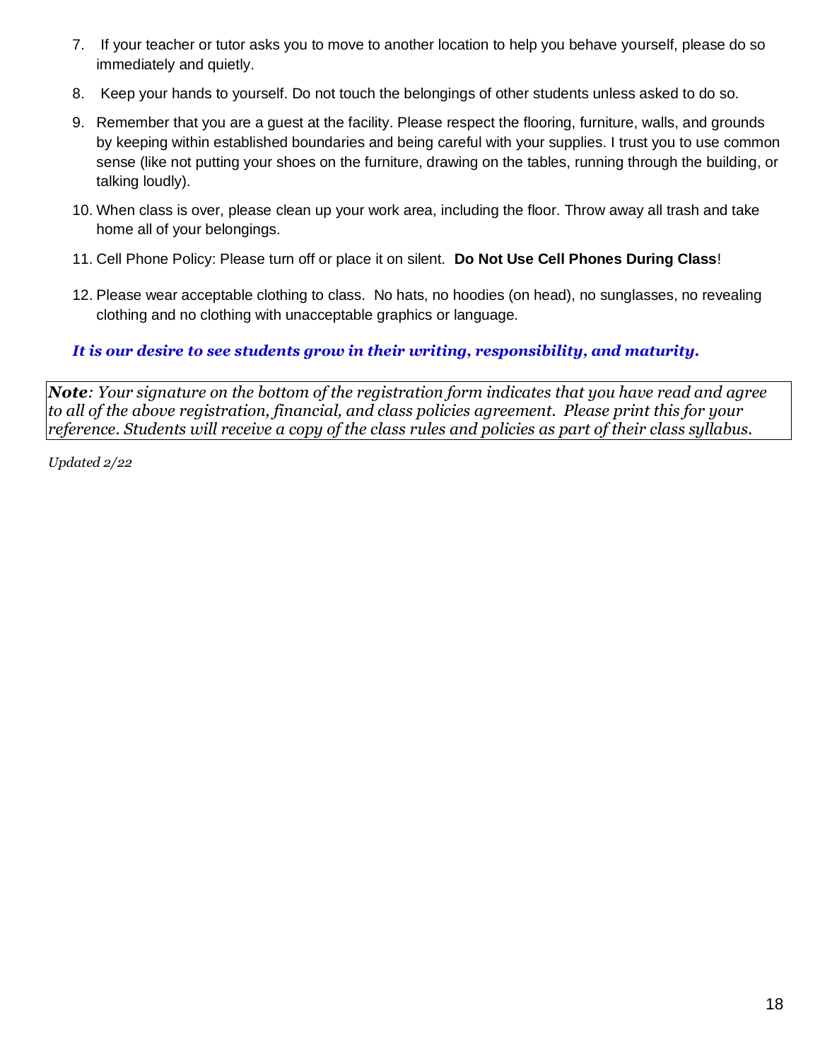7. If your teacher or tutor asks you to move to another location to help you behave yourself, please do so immediately and quietly.

8. Keep your hands to yourself. Do not touch the belongings of other students unless asked to do so.

9. Remember that you are a guest at the facility. Please respect the flooring, furniture, walls, and grounds by keeping within established boundaries and being careful with your supplies. I trust you to use common sense (like not putting your shoes on the furniture, drawing on the tables, running through the building, or talking loudly).

10. When class is over, please clean up your work area, including the floor. Throw away all trash and take home all of your belongings.

11. Cell Phone Policy: Please turn off or place it on silent. **Do Not Use Cell Phones During Class**!

12. Please wear acceptable clothing to class. No hats, no hoodies (on head), no sunglasses, no revealing clothing and no clothing with unacceptable graphics or language.

***It is our desire to see students grow in their writing, responsibility, and maturity.***

***Note****: Your signature on the bottom of the registration form indicates that you have read and agree to all of the above registration, financial, and class policies agreement. Please print this for your reference. Students will receive a copy of the class rules and policies as part of their class syllabus.*

*Updated 2/22*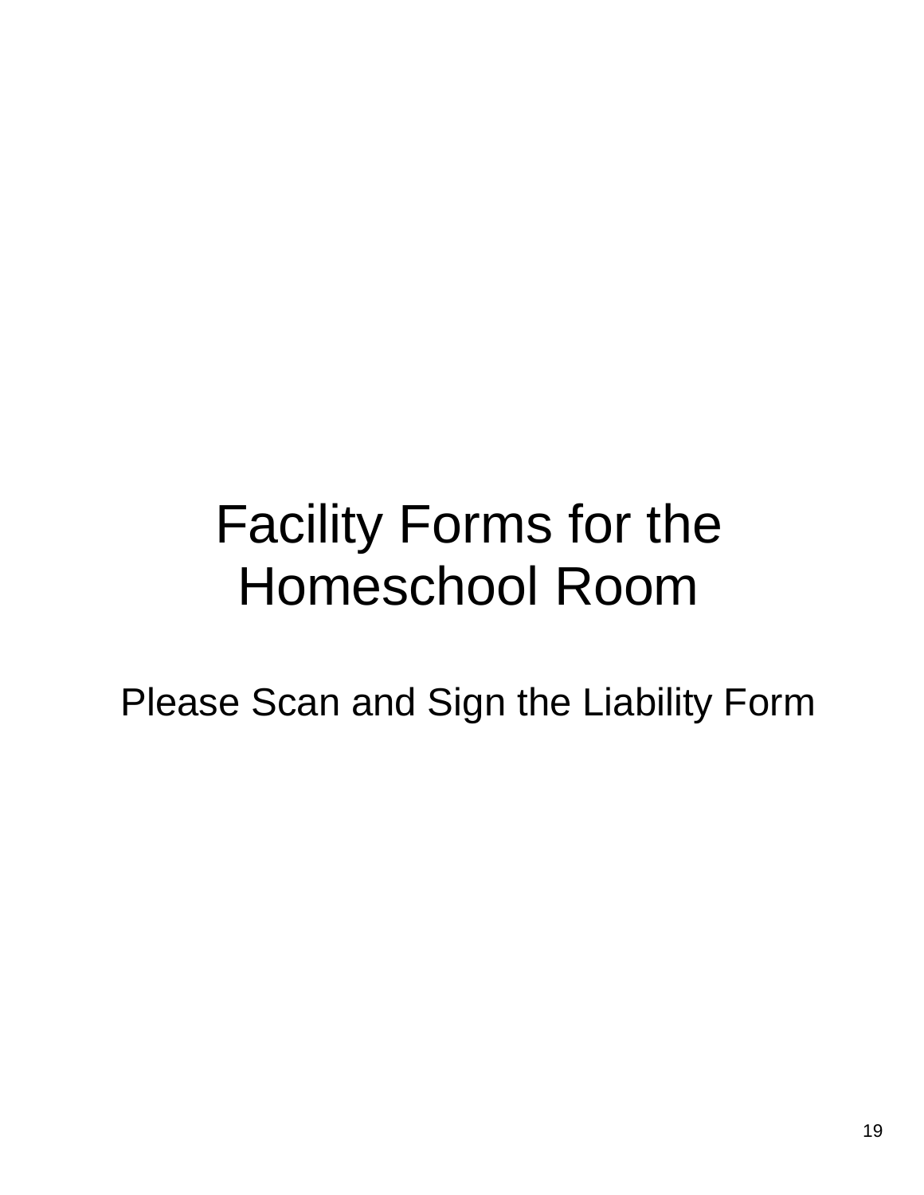# Facility Forms for the Homeschool Room

Please Scan and Sign the Liability Form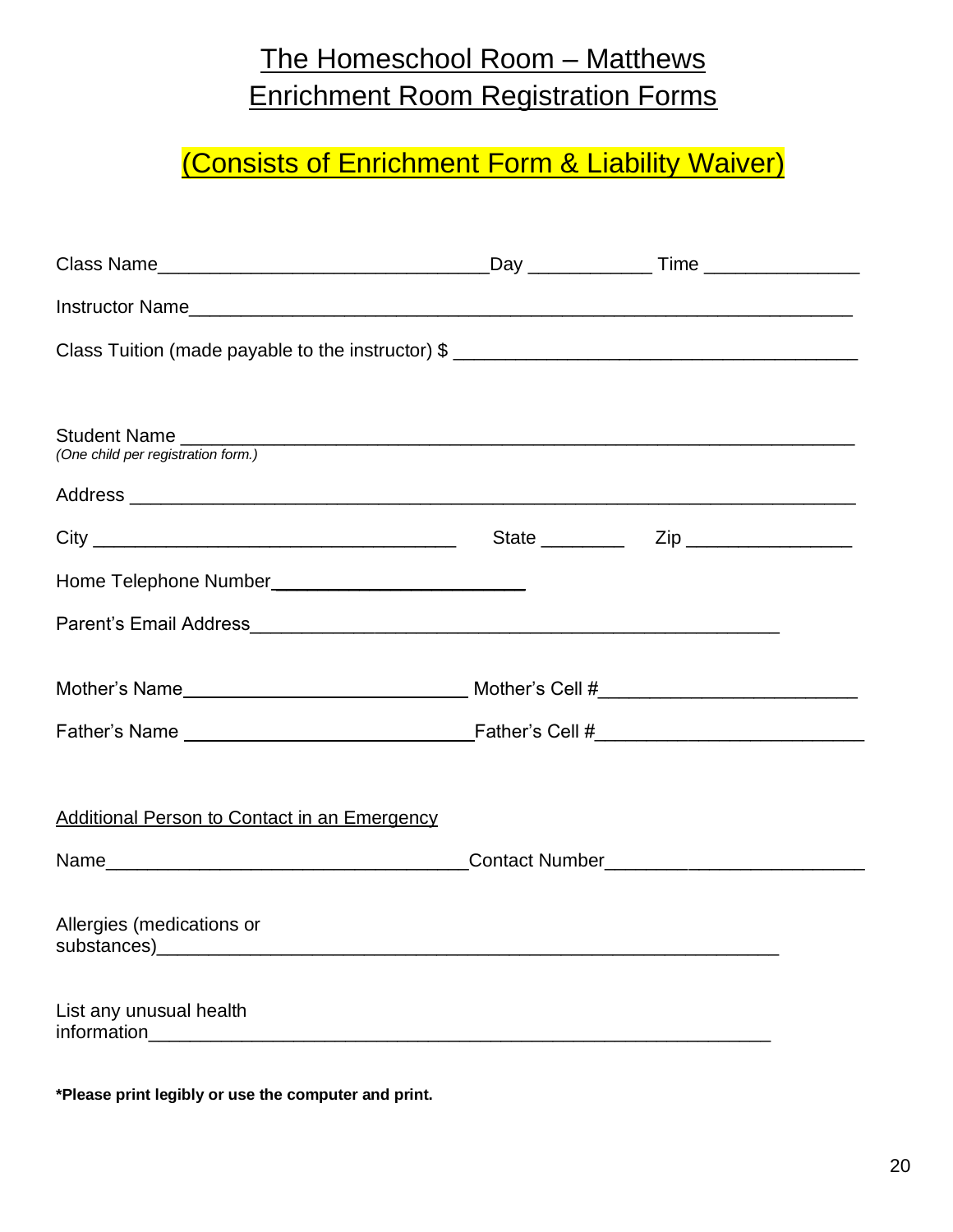# The Homeschool Room – Matthews
# Enrichment Room Registration Forms

## (Consists of Enrichment Form & Liability Waiver)

Class Name________________________________Day ____________ Time _______________

Instructor Name_________________________________________________________________

Class Tuition (made payable to the instructor) $ _______________________________________

Student Name ___________________________________________________________________
*(One child per registration form.)*

Address _______________________________________________________________________

City ___________________________________ State ________ Zip ________________

Home Telephone Number_________________________

Parent's Email Address___________________________________________________

Mother's Name____________________________ Mother's Cell #_________________________

Father's Name ____________________________Father's Cell #__________________________

Additional Person to Contact in an Emergency

Name___________________________________Contact Number_________________________

Allergies (medications or substances)______________________________________________________________

List any unusual health information______________________________________________________________

**\*Please print legibly or use the computer and print.**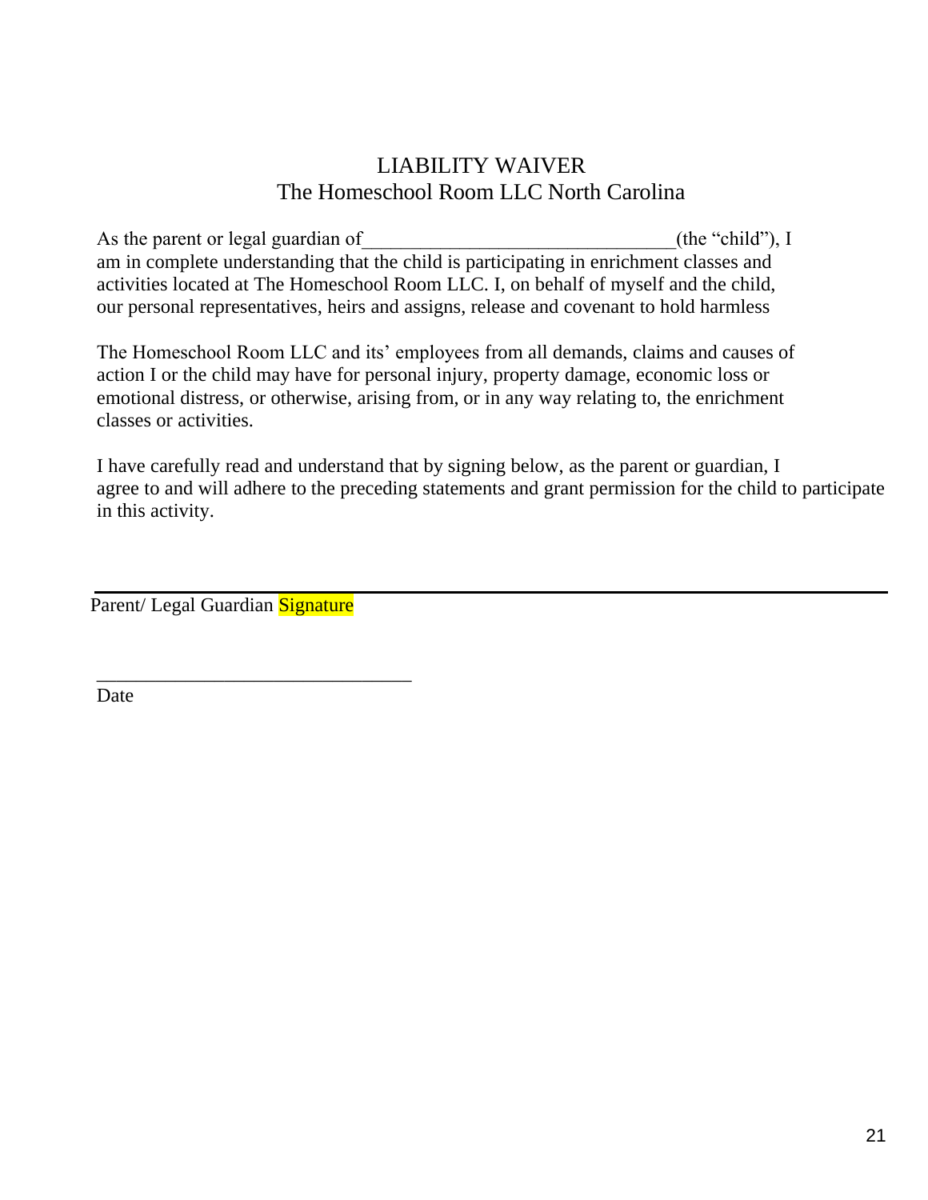# LIABILITY WAIVER

## The Homeschool Room LLC North Carolina

As the parent or legal guardian of________________________________(the "child"), I am in complete understanding that the child is participating in enrichment classes and activities located at The Homeschool Room LLC. I, on behalf of myself and the child, our personal representatives, heirs and assigns, release and covenant to hold harmless

The Homeschool Room LLC and its' employees from all demands, claims and causes of action I or the child may have for personal injury, property damage, economic loss or emotional distress, or otherwise, arising from, or in any way relating to, the enrichment classes or activities.

I have carefully read and understand that by signing below, as the parent or guardian, I agree to and will adhere to the preceding statements and grant permission for the child to participate in this activity.

________________________________________________

Parent/ Legal Guardian Signature

________________________________

Date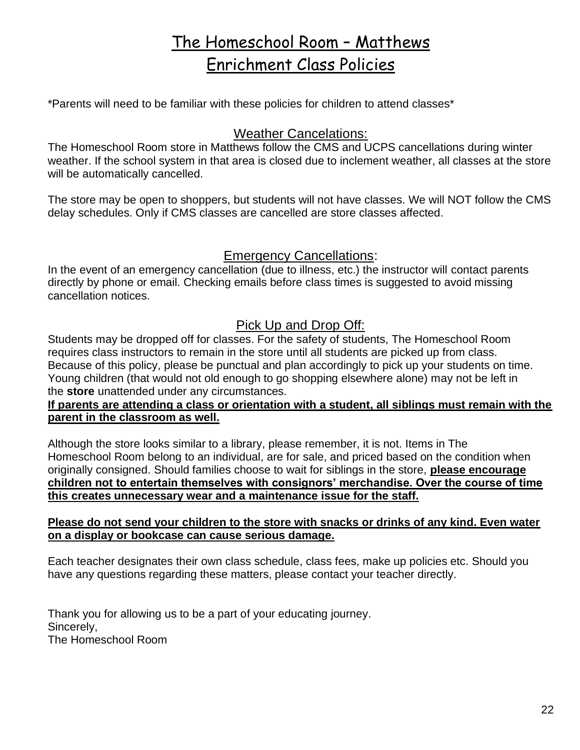# The Homeschool Room – Matthews
# Enrichment Class Policies

*Parents will need to be familiar with these policies for children to attend classes*

## Weather Cancelations:

The Homeschool Room store in Matthews follow the CMS and UCPS cancellations during winter weather. If the school system in that area is closed due to inclement weather, all classes at the store will be automatically cancelled.

The store may be open to shoppers, but students will not have classes. We will NOT follow the CMS delay schedules. Only if CMS classes are cancelled are store classes affected.

## Emergency Cancellations:

In the event of an emergency cancellation (due to illness, etc.) the instructor will contact parents directly by phone or email. Checking emails before class times is suggested to avoid missing cancellation notices.

## Pick Up and Drop Off:

Students may be dropped off for classes. For the safety of students, The Homeschool Room requires class instructors to remain in the store until all students are picked up from class. Because of this policy, please be punctual and plan accordingly to pick up your students on time. Young children (that would not old enough to go shopping elsewhere alone) may not be left in the **store** unattended under any circumstances.

**If parents are attending a class or orientation with a student, all siblings must remain with the parent in the classroom as well.**

Although the store looks similar to a library, please remember, it is not. Items in The Homeschool Room belong to an individual, are for sale, and priced based on the condition when originally consigned. Should families choose to wait for siblings in the store, **please encourage children not to entertain themselves with consignors' merchandise. Over the course of time this creates unnecessary wear and a maintenance issue for the staff.**

**Please do not send your children to the store with snacks or drinks of any kind. Even water on a display or bookcase can cause serious damage.**

Each teacher designates their own class schedule, class fees, make up policies etc. Should you have any questions regarding these matters, please contact your teacher directly.

Thank you for allowing us to be a part of your educating journey.
Sincerely,
The Homeschool Room